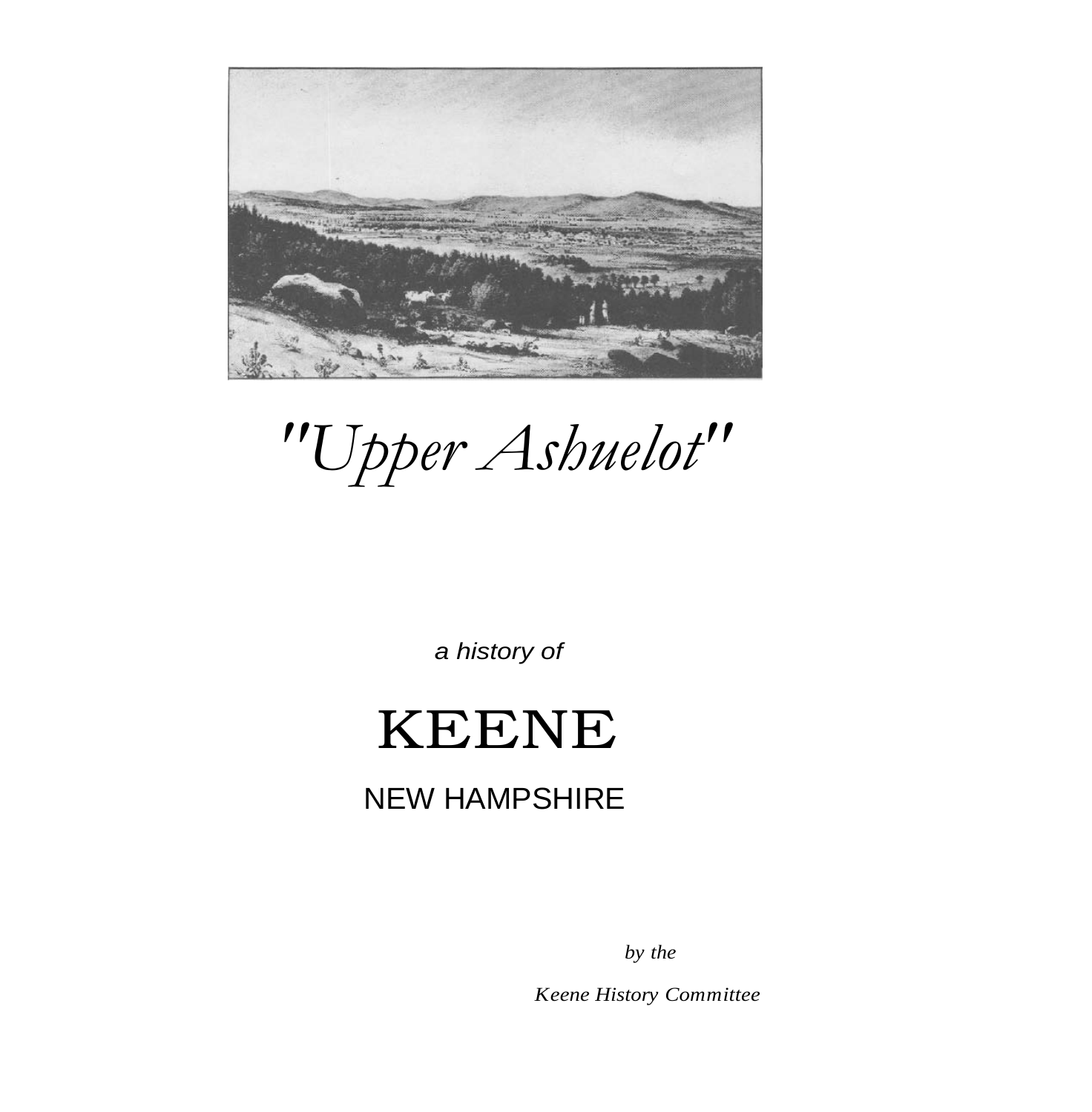# "Upper Ashuelot"

*a history of*

# KEENE

## NEW HAMPSHIRE

*by the*

*Keene History Committee*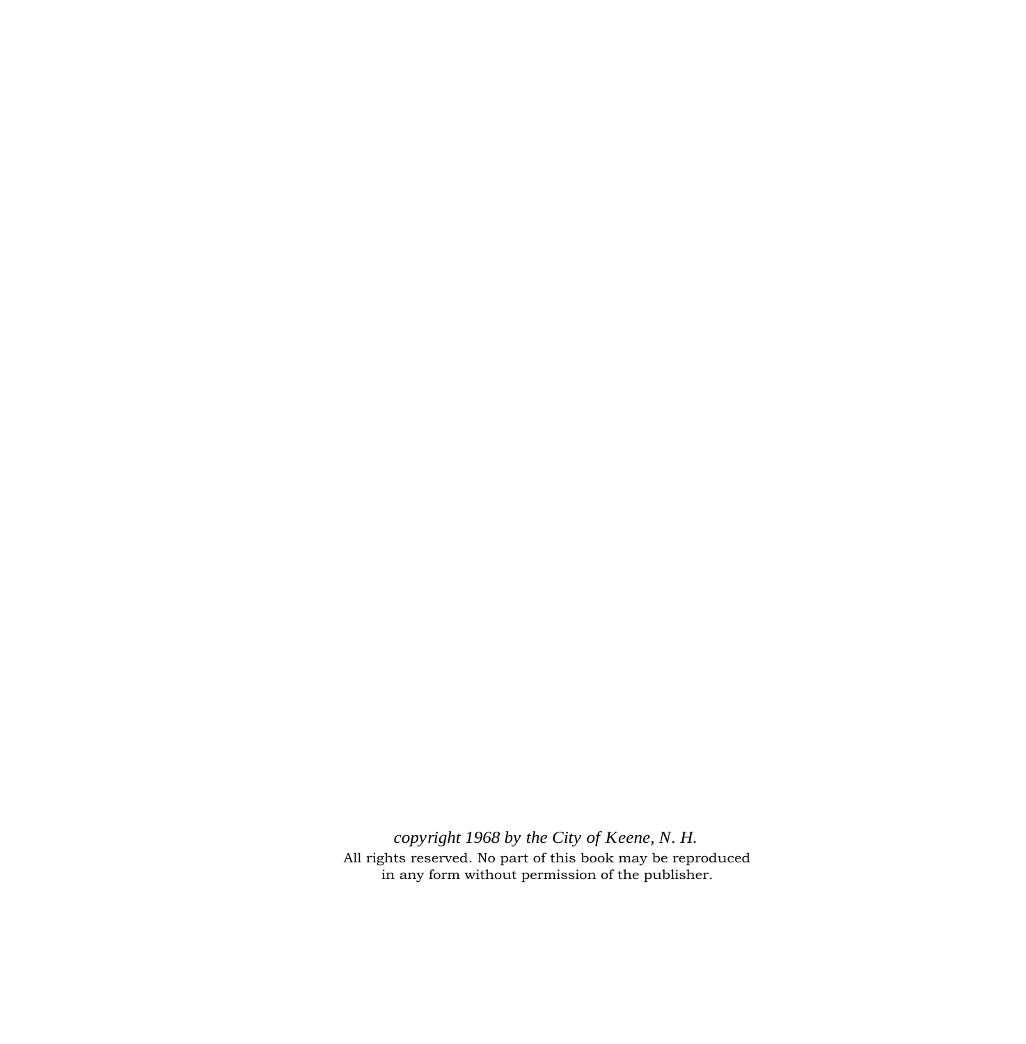*copyright 1968 by the City of Keene, N. H.*

All rights reserved. No part of this book may be reproduced in any form without permission of the publisher.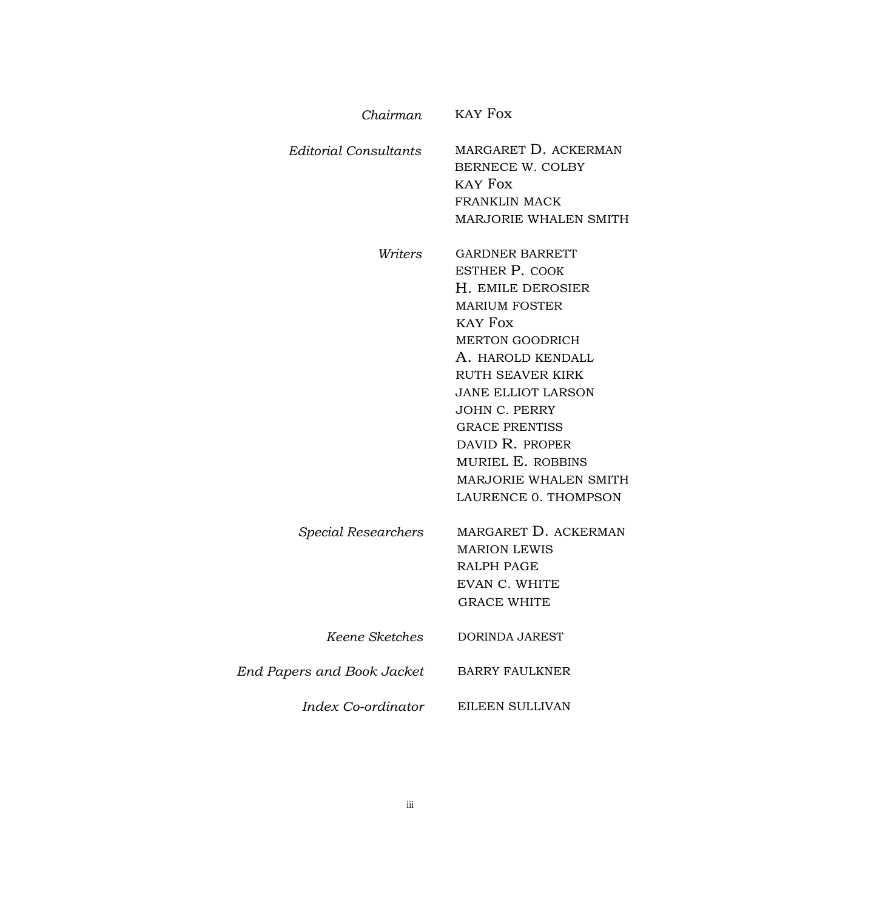*Chairman* KAY FOX

*Editorial Consultants*

MARGARET D. ACKERMAN
BERNECE W. COLBY
KAY FOX
FRANKLIN MACK
MARJORIE WHALEN SMITH

*Writers*

GARDNER BARRETT
ESTHER P. COOK
H. EMILE DEROSIER
MARIUM FOSTER
KAY FOX
MERTON GOODRICH
A. HAROLD KENDALL
RUTH SEAVER KIRK
JANE ELLIOT LARSON
JOHN C. PERRY
GRACE PRENTISS
DAVID R. PROPER
MURIEL E. ROBBINS
MARJORIE WHALEN SMITH
LAURENCE 0. THOMPSON

*Special Researchers*

MARGARET D. ACKERMAN
MARION LEWIS
RALPH PAGE
EVAN C. WHITE
GRACE WHITE

*Keene Sketches* DORINDA JAREST

*End Papers and Book Jacket* BARRY FAULKNER

*Index Co-ordinator* EILEEN SULLIVAN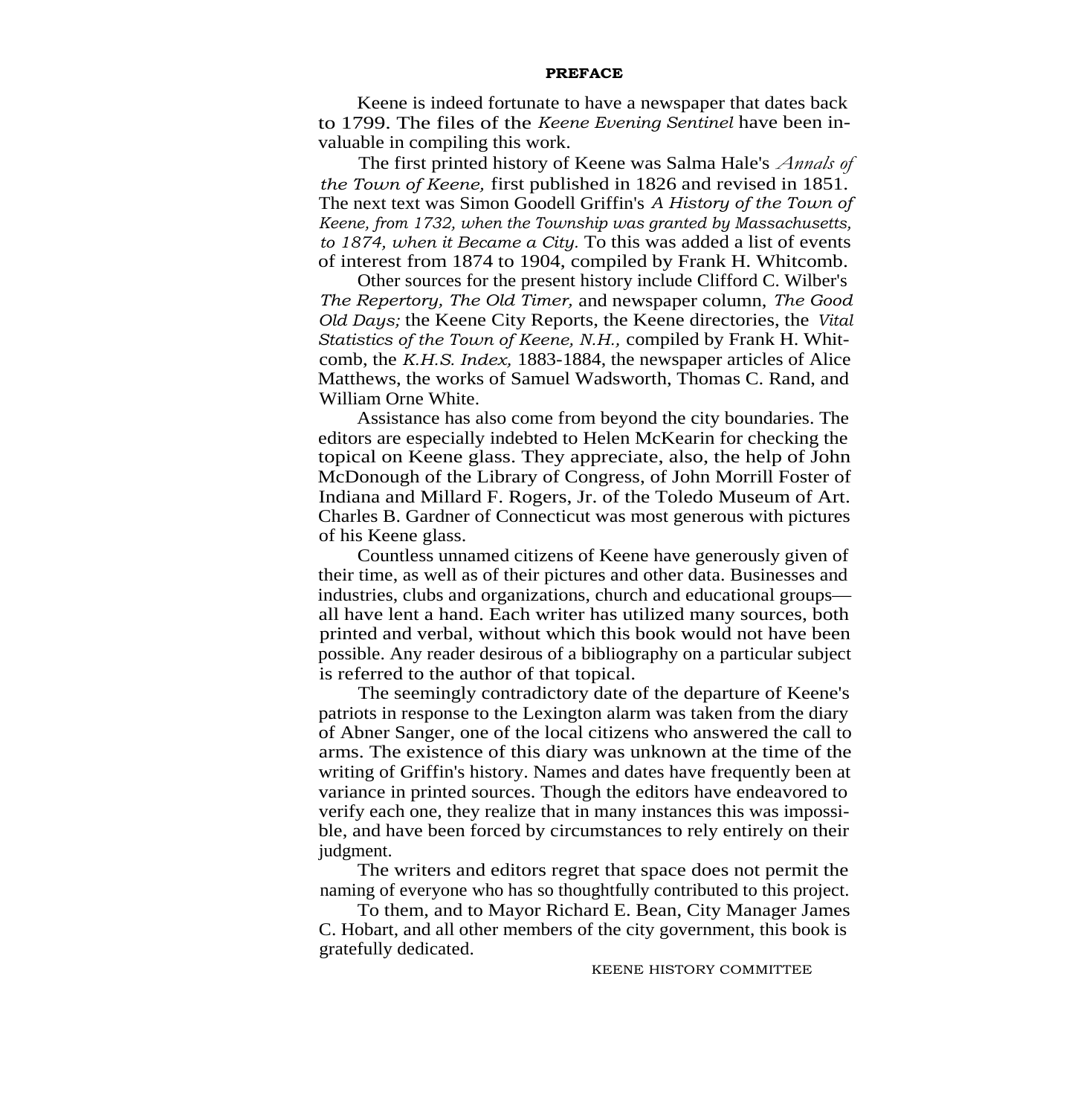# PREFACE

Keene is indeed fortunate to have a newspaper that dates back to 1799. The files of the *Keene Evening Sentinel* have been invaluable in compiling this work.

The first printed history of Keene was Salma Hale's *Annals of the Town of Keene,* first published in 1826 and revised in 1851. The next text was Simon Goodell Griffin's *A History of the Town of Keene, from 1732, when the Township was granted by Massachusetts, to 1874, when it Became a City.* To this was added a list of events of interest from 1874 to 1904, compiled by Frank H. Whitcomb.

Other sources for the present history include Clifford C. Wilber's *The Repertory, The Old Timer,* and newspaper column, *The Good Old Days;* the Keene City Reports, the Keene directories, the *Vital Statistics of the Town of Keene, N.H.,* compiled by Frank H. Whitcomb, the *K.H.S. Index,* 1883-1884, the newspaper articles of Alice Matthews, the works of Samuel Wadsworth, Thomas C. Rand, and William Orne White.

Assistance has also come from beyond the city boundaries. The editors are especially indebted to Helen McKearin for checking the topical on Keene glass. They appreciate, also, the help of John McDonough of the Library of Congress, of John Morrill Foster of Indiana and Millard F. Rogers, Jr. of the Toledo Museum of Art. Charles B. Gardner of Connecticut was most generous with pictures of his Keene glass.

Countless unnamed citizens of Keene have generously given of their time, as well as of their pictures and other data. Businesses and industries, clubs and organizations, church and educational groups—all have lent a hand. Each writer has utilized many sources, both printed and verbal, without which this book would not have been possible. Any reader desirous of a bibliography on a particular subject is referred to the author of that topical.

The seemingly contradictory date of the departure of Keene's patriots in response to the Lexington alarm was taken from the diary of Abner Sanger, one of the local citizens who answered the call to arms. The existence of this diary was unknown at the time of the writing of Griffin's history. Names and dates have frequently been at variance in printed sources. Though the editors have endeavored to verify each one, they realize that in many instances this was impossible, and have been forced by circumstances to rely entirely on their judgment.

The writers and editors regret that space does not permit the naming of everyone who has so thoughtfully contributed to this project.

To them, and to Mayor Richard E. Bean, City Manager James C. Hobart, and all other members of the city government, this book is gratefully dedicated.

KEENE HISTORY COMMITTEE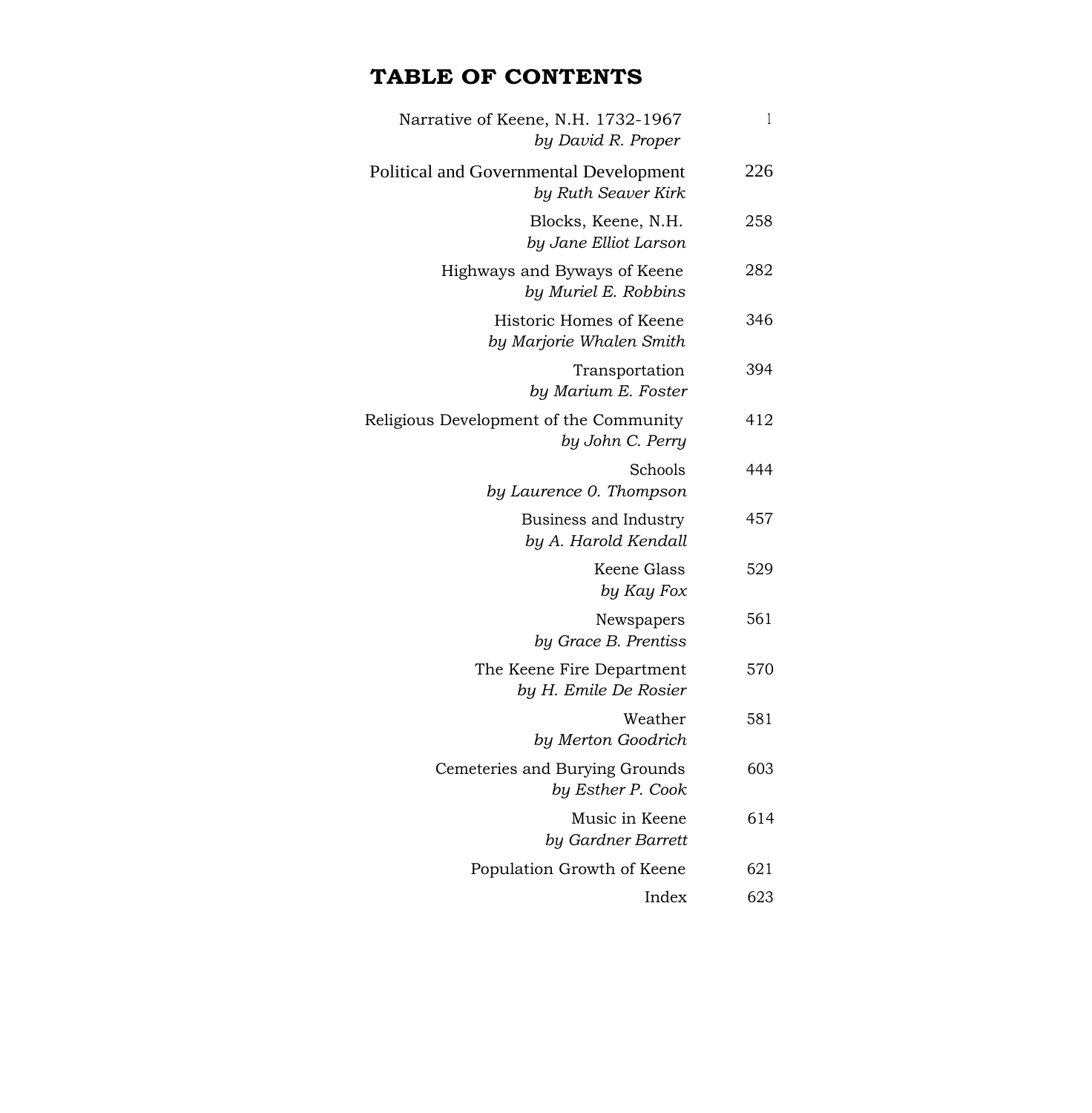# TABLE OF CONTENTS

| | |
|---|---|
| Narrative of Keene, N.H. 1732-1967<br>*by David R. Proper* | 1 |
| Political and Governmental Development<br>*by Ruth Seaver Kirk* | 226 |
| Blocks, Keene, N.H.<br>*by Jane Elliot Larson* | 258 |
| Highways and Byways of Keene<br>*by Muriel E. Robbins* | 282 |
| Historic Homes of Keene<br>*by Marjorie Whalen Smith* | 346 |
| Transportation<br>*by Marium E. Foster* | 394 |
| Religious Development of the Community<br>*by John C. Perry* | 412 |
| Schools<br>*by Laurence 0. Thompson* | 444 |
| Business and Industry<br>*by A. Harold Kendall* | 457 |
| Keene Glass<br>*by Kay Fox* | 529 |
| Newspapers<br>*by Grace B. Prentiss* | 561 |
| The Keene Fire Department<br>*by H. Emile De Rosier* | 570 |
| Weather<br>*by Merton Goodrich* | 581 |
| Cemeteries and Burying Grounds<br>*by Esther P. Cook* | 603 |
| Music in Keene<br>*by Gardner Barrett* | 614 |
| Population Growth of Keene | 621 |
| Index | 623 |